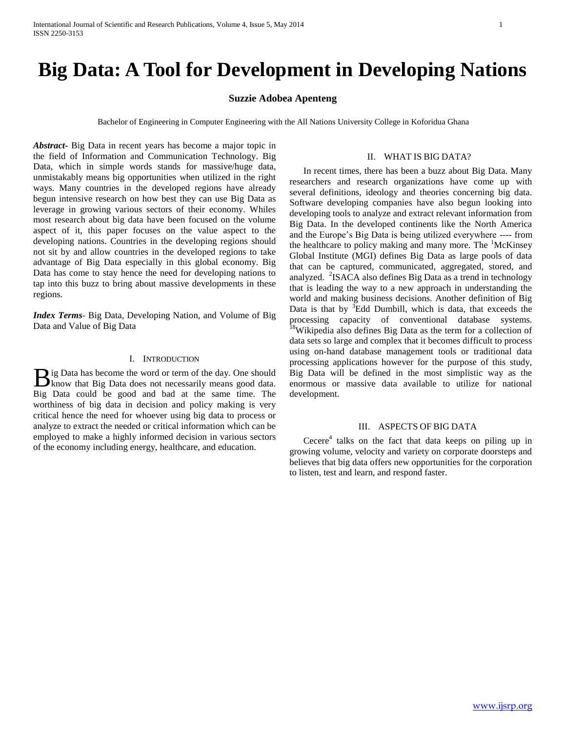# Big Data: A Tool for Development in Developing Nations

**Suzzie Adobea Apenteng**

Bachelor of Engineering in Computer Engineering with the All Nations University College in Koforidua Ghana

***Abstract***- Big Data in recent years has become a major topic in the field of Information and Communication Technology. Big Data, which in simple words stands for massive/huge data, unmistakably means big opportunities when utilized in the right ways. Many countries in the developed regions have already begun intensive research on how best they can use Big Data as leverage in growing various sectors of their economy. Whiles most research about big data have been focused on the volume aspect of it, this paper focuses on the value aspect to the developing nations. Countries in the developing regions should not sit by and allow countries in the developed regions to take advantage of Big Data especially in this global economy. Big Data has come to stay hence the need for developing nations to tap into this buzz to bring about massive developments in these regions.

***Index Terms***- Big Data, Developing Nation, and Volume of Big Data and Value of Big Data

## I. Introduction

Big Data has become the word or term of the day. One should know that Big Data does not necessarily means good data. Big Data could be good and bad at the same time. The worthiness of big data in decision and policy making is very critical hence the need for whoever using big data to process or analyze to extract the needed or critical information which can be employed to make a highly informed decision in various sectors of the economy including energy, healthcare, and education.

## II. WHAT IS BIG DATA?

In recent times, there has been a buzz about Big Data. Many researchers and research organizations have come up with several definitions, ideology and theories concerning big data. Software developing companies have also begun looking into developing tools to analyze and extract relevant information from Big Data. In the developed continents like the North America and the Europe's Big Data is being utilized everywhere ---- from the healthcare to policy making and many more. The [1]McKinsey Global Institute (MGI) defines Big Data as large pools of data that can be captured, communicated, aggregated, stored, and analyzed. [2]ISACA also defines Big Data as a trend in technology that is leading the way to a new approach in understanding the world and making business decisions. Another definition of Big Data is that by [3]Edd Dumbill, which is data, that exceeds the processing capacity of conventional database systems. [18]Wikipedia also defines Big Data as the term for a collection of data sets so large and complex that it becomes difficult to process using on-hand database management tools or traditional data processing applications however for the purpose of this study, Big Data will be defined in the most simplistic way as the enormous or massive data available to utilize for national development.

## III. ASPECTS OF BIG DATA

Cecere[4] talks on the fact that data keeps on piling up in growing volume, velocity and variety on corporate doorsteps and believes that big data offers new opportunities for the corporation to listen, test and learn, and respond faster.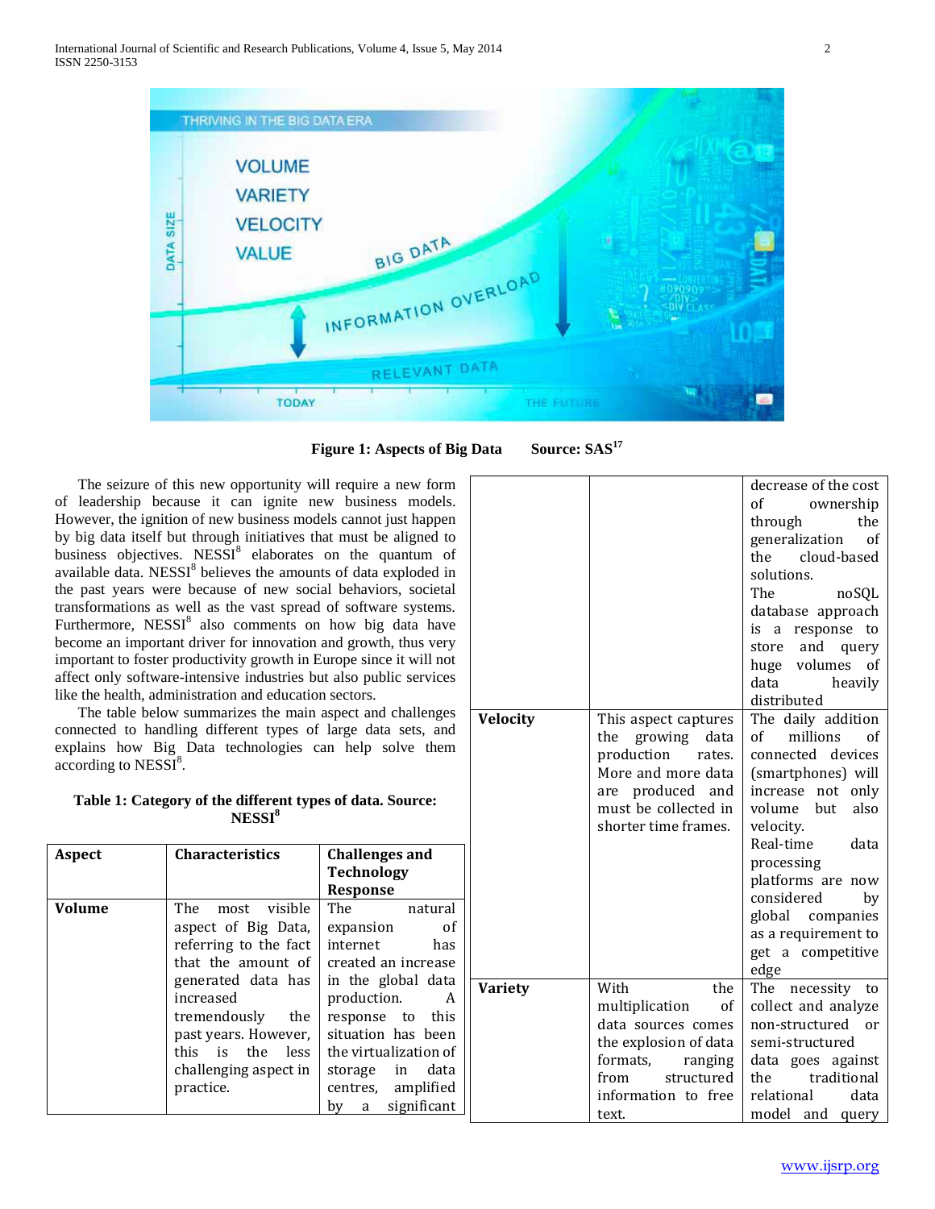**Figure 1: Aspects of Big Data Source: SAS[17]**

The seizure of this new opportunity will require a new form of leadership because it can ignite new business models. However, the ignition of new business models cannot just happen by big data itself but through initiatives that must be aligned to business objectives. NESSI[8] elaborates on the quantum of available data. NESSI[8] believes the amounts of data exploded in the past years were because of new social behaviors, societal transformations as well as the vast spread of software systems. Furthermore, NESSI[8] also comments on how big data have become an important driver for innovation and growth, thus very important to foster productivity growth in Europe since it will not affect only software-intensive industries but also public services like the health, administration and education sectors.

The table below summarizes the main aspect and challenges connected to handling different types of large data sets, and explains how Big Data technologies can help solve them according to NESSI[8].

**Table 1: Category of the different types of data. Source: NESSI[8]**

| Aspect | Characteristics | Challenges and Technology Response |
|---|---|---|
| **Volume** | The most visible aspect of Big Data, referring to the fact that the amount of generated data has increased tremendously the past years. However, this is the less challenging aspect in practice. | The natural expansion of internet has created an increase in the global data production. A response to this situation has been the virtualization of storage in data centres, amplified by a significant decrease of the cost of ownership through the generalization of the cloud-based solutions. The noSQL database approach is a response to store and query huge volumes of data heavily distributed |
| **Velocity** | This aspect captures the growing data production rates. More and more data are produced and must be collected in shorter time frames. | The daily addition of millions of connected devices (smartphones) will increase not only volume but also velocity. Real-time data processing platforms are now considered by global companies as a requirement to get a competitive edge |
| **Variety** | With the multiplication of data sources comes the explosion of data formats, ranging from structured information to free text. | The necessity to collect and analyze non-structured or semi-structured data goes against the traditional relational data model and query |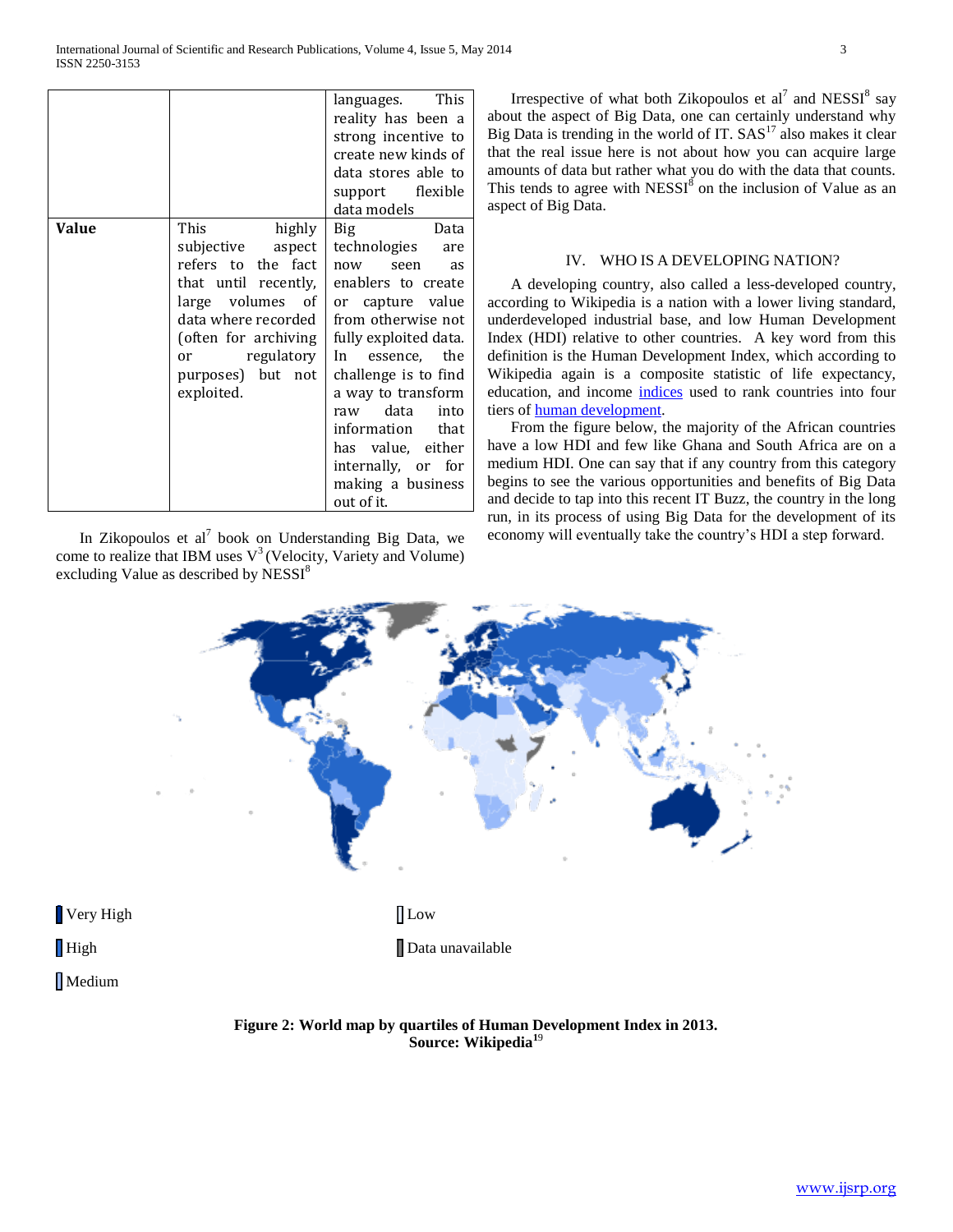| | | languages. This reality has been a strong incentive to create new kinds of data stores able to support flexible data models |
|---|---|---|
| **Value** | This highly subjective aspect refers to the fact that until recently, large volumes of data where recorded (often for archiving or regulatory purposes) but not exploited. | Big Data technologies are now seen as enablers to create or capture value from otherwise not fully exploited data. In essence, the challenge is to find a way to transform raw data into information that has value, either internally, or for making a business out of it. |

In Zikopoulos et al[7] book on Understanding Big Data, we come to realize that IBM uses $V^3$ (Velocity, Variety and Volume) excluding Value as described by NESSI[8]

Irrespective of what both Zikopoulos et al[7] and NESSI[8] say about the aspect of Big Data, one can certainly understand why Big Data is trending in the world of IT. SAS[17] also makes it clear that the real issue here is not about how you can acquire large amounts of data but rather what you do with the data that counts. This tends to agree with NESSI[8] on the inclusion of Value as an aspect of Big Data.

## IV. WHO IS A DEVELOPING NATION?

A developing country, also called a less-developed country, according to Wikipedia is a nation with a lower living standard, underdeveloped industrial base, and low Human Development Index (HDI) relative to other countries. A key word from this definition is the Human Development Index, which according to Wikipedia again is a composite statistic of life expectancy, education, and income indices used to rank countries into four tiers of human development.

From the figure below, the majority of the African countries have a low HDI and few like Ghana and South Africa are on a medium HDI. One can say that if any country from this category begins to see the various opportunities and benefits of Big Data and decide to tap into this recent IT Buzz, the country in the long run, in its process of using Big Data for the development of its economy will eventually take the country's HDI a step forward.

Very High | Low
High | Data unavailable
Medium

**Figure 2: World map by quartiles of Human Development Index in 2013. Source: Wikipedia[19]**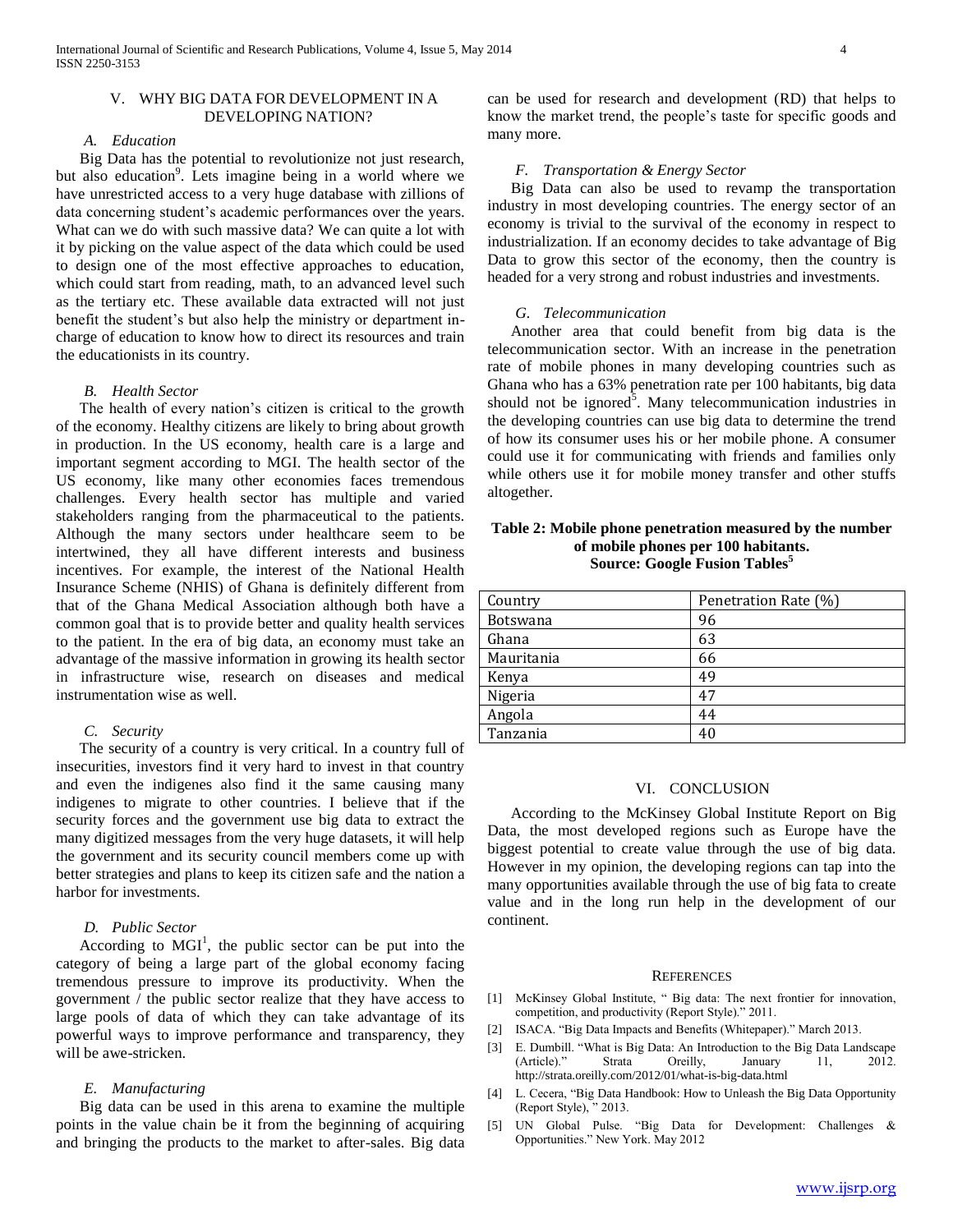## V. WHY BIG DATA FOR DEVELOPMENT IN A DEVELOPING NATION?

### *A. Education*

Big Data has the potential to revolutionize not just research, but also education[9]. Lets imagine being in a world where we have unrestricted access to a very huge database with zillions of data concerning student's academic performances over the years. What can we do with such massive data? We can quite a lot with it by picking on the value aspect of the data which could be used to design one of the most effective approaches to education, which could start from reading, math, to an advanced level such as the tertiary etc. These available data extracted will not just benefit the student's but also help the ministry or department in-charge of education to know how to direct its resources and train the educationists in its country.

### *B. Health Sector*

The health of every nation's citizen is critical to the growth of the economy. Healthy citizens are likely to bring about growth in production. In the US economy, health care is a large and important segment according to MGI. The health sector of the US economy, like many other economies faces tremendous challenges. Every health sector has multiple and varied stakeholders ranging from the pharmaceutical to the patients. Although the many sectors under healthcare seem to be intertwined, they all have different interests and business incentives. For example, the interest of the National Health Insurance Scheme (NHIS) of Ghana is definitely different from that of the Ghana Medical Association although both have a common goal that is to provide better and quality health services to the patient. In the era of big data, an economy must take an advantage of the massive information in growing its health sector in infrastructure wise, research on diseases and medical instrumentation wise as well.

### *C. Security*

The security of a country is very critical. In a country full of insecurities, investors find it very hard to invest in that country and even the indigenes also find it the same causing many indigenes to migrate to other countries. I believe that if the security forces and the government use big data to extract the many digitized messages from the very huge datasets, it will help the government and its security council members come up with better strategies and plans to keep its citizen safe and the nation a harbor for investments.

### *D. Public Sector*

According to MGI[1], the public sector can be put into the category of being a large part of the global economy facing tremendous pressure to improve its productivity. When the government / the public sector realize that they have access to large pools of data of which they can take advantage of its powerful ways to improve performance and transparency, they will be awe-stricken.

### *E. Manufacturing*

Big data can be used in this arena to examine the multiple points in the value chain be it from the beginning of acquiring and bringing the products to the market to after-sales. Big data can be used for research and development (RD) that helps to know the market trend, the people's taste for specific goods and many more.

### *F. Transportation & Energy Sector*

Big Data can also be used to revamp the transportation industry in most developing countries. The energy sector of an economy is trivial to the survival of the economy in respect to industrialization. If an economy decides to take advantage of Big Data to grow this sector of the economy, then the country is headed for a very strong and robust industries and investments.

### *G. Telecommunication*

Another area that could benefit from big data is the telecommunication sector. With an increase in the penetration rate of mobile phones in many developing countries such as Ghana who has a 63% penetration rate per 100 habitants, big data should not be ignored[5]. Many telecommunication industries in the developing countries can use big data to determine the trend of how its consumer uses his or her mobile phone. A consumer could use it for communicating with friends and families only while others use it for mobile money transfer and other stuffs altogether.

**Table 2: Mobile phone penetration measured by the number of mobile phones per 100 habitants. Source: Google Fusion Tables[5]**

| Country | Penetration Rate (%) |
|---|---|
| Botswana | 96 |
| Ghana | 63 |
| Mauritania | 66 |
| Kenya | 49 |
| Nigeria | 47 |
| Angola | 44 |
| Tanzania | 40 |

## VI. CONCLUSION

According to the McKinsey Global Institute Report on Big Data, the most developed regions such as Europe have the biggest potential to create value through the use of big data. However in my opinion, the developing regions can tap into the many opportunities available through the use of big fata to create value and in the long run help in the development of our continent.

## REFERENCES

[1] McKinsey Global Institute, " Big data: The next frontier for innovation, competition, and productivity (Report Style)." 2011.

[2] ISACA. "Big Data Impacts and Benefits (Whitepaper)." March 2013.

[3] E. Dumbill. "What is Big Data: An Introduction to the Big Data Landscape (Article)." Strata Oreilly, January 11, 2012. http://strata.oreilly.com/2012/01/what-is-big-data.html

[4] L. Cecera, "Big Data Handbook: How to Unleash the Big Data Opportunity (Report Style), " 2013.

[5] UN Global Pulse. "Big Data for Development: Challenges & Opportunities." New York. May 2012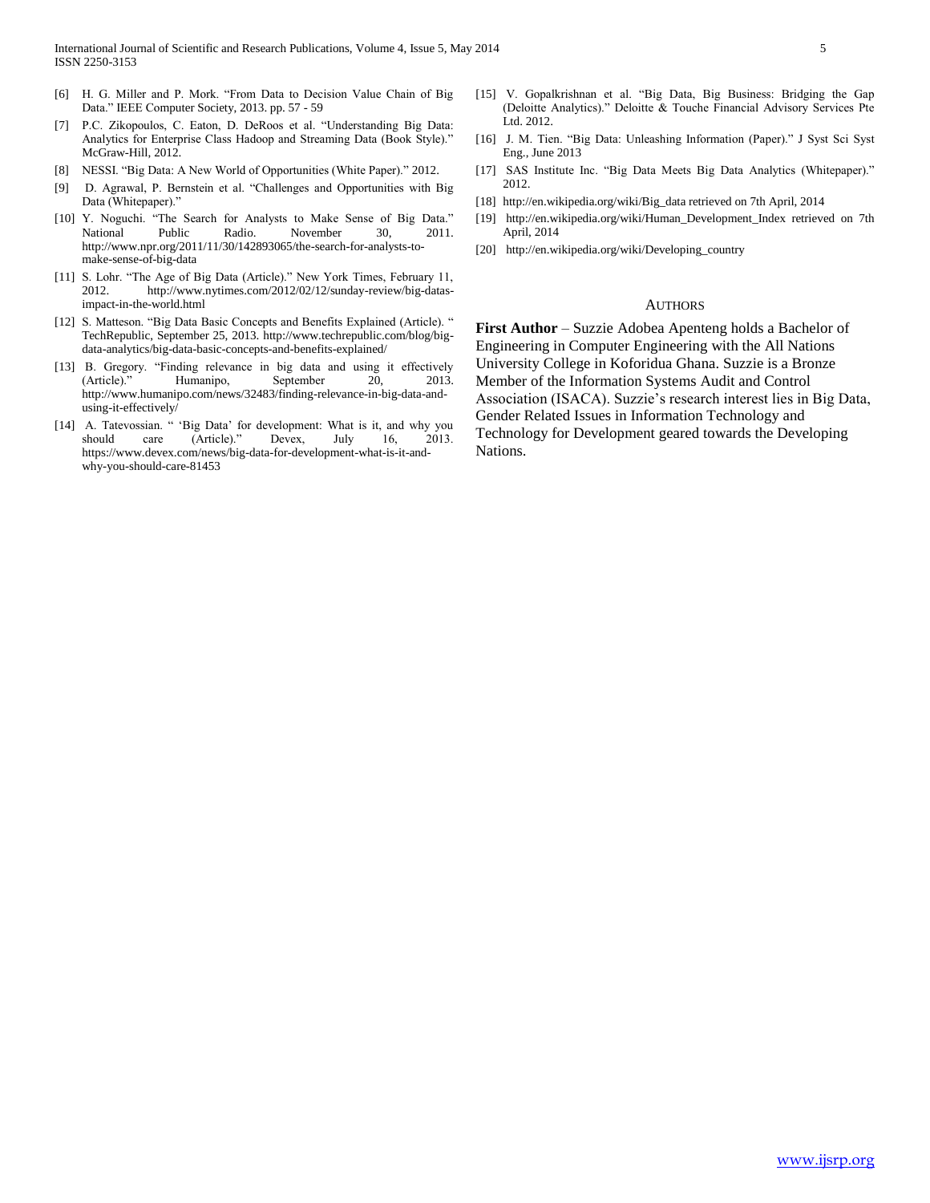[6] H. G. Miller and P. Mork. "From Data to Decision Value Chain of Big Data." IEEE Computer Society, 2013. pp. 57 - 59

[7] P.C. Zikopoulos, C. Eaton, D. DeRoos et al. "Understanding Big Data: Analytics for Enterprise Class Hadoop and Streaming Data (Book Style)." McGraw-Hill, 2012.

[8] NESSI. "Big Data: A New World of Opportunities (White Paper)." 2012.

[9] D. Agrawal, P. Bernstein et al. "Challenges and Opportunities with Big Data (Whitepaper)."

[10] Y. Noguchi. "The Search for Analysts to Make Sense of Big Data." National Public Radio. November 30, 2011. http://www.npr.org/2011/11/30/142893065/the-search-for-analysts-to-make-sense-of-big-data

[11] S. Lohr. "The Age of Big Data (Article)." New York Times, February 11, 2012. http://www.nytimes.com/2012/02/12/sunday-review/big-datas-impact-in-the-world.html

[12] S. Matteson. "Big Data Basic Concepts and Benefits Explained (Article). " TechRepublic, September 25, 2013. http://www.techrepublic.com/blog/big-data-analytics/big-data-basic-concepts-and-benefits-explained/

[13] B. Gregory. "Finding relevance in big data and using it effectively (Article)." Humanipo, September 20, 2013. http://www.humanipo.com/news/32483/finding-relevance-in-big-data-and-using-it-effectively/

[14] A. Tatevossian. " 'Big Data' for development: What is it, and why you should care (Article)." Devex, July 16, 2013. https://www.devex.com/news/big-data-for-development-what-is-it-and-why-you-should-care-81453

[15] V. Gopalkrishnan et al. "Big Data, Big Business: Bridging the Gap (Deloitte Analytics)." Deloitte & Touche Financial Advisory Services Pte Ltd. 2012.

[16] J. M. Tien. "Big Data: Unleashing Information (Paper)." J Syst Sci Syst Eng., June 2013

[17] SAS Institute Inc. "Big Data Meets Big Data Analytics (Whitepaper)." 2012.

[18] http://en.wikipedia.org/wiki/Big_data retrieved on 7th April, 2014

[19] http://en.wikipedia.org/wiki/Human_Development_Index retrieved on 7th April, 2014

[20] http://en.wikipedia.org/wiki/Developing_country

## Authors

**First Author** – Suzzie Adobea Apenteng holds a Bachelor of Engineering in Computer Engineering with the All Nations University College in Koforidua Ghana. Suzzie is a Bronze Member of the Information Systems Audit and Control Association (ISACA). Suzzie's research interest lies in Big Data, Gender Related Issues in Information Technology and Technology for Development geared towards the Developing Nations.